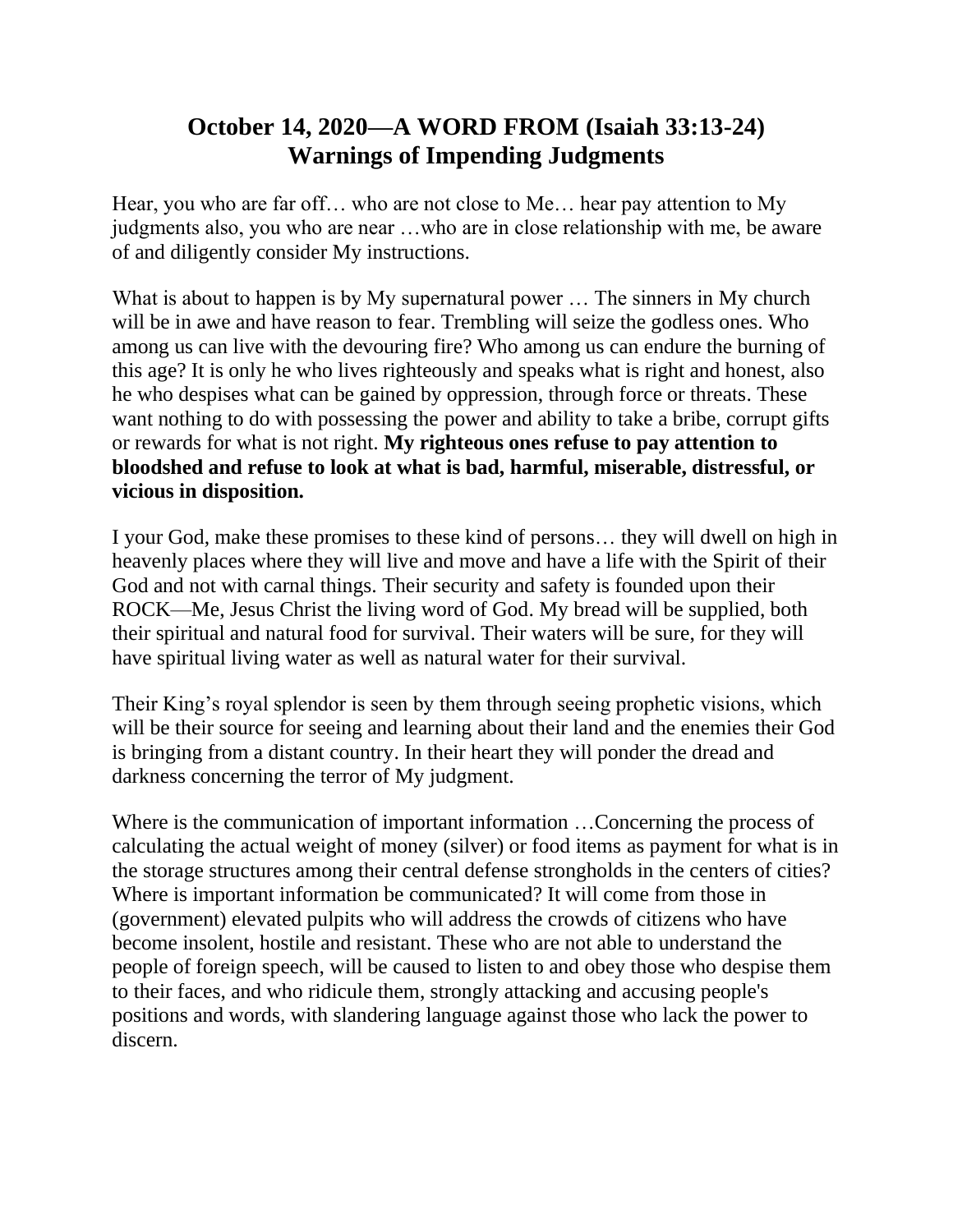# October 14, 2020—A WORD FROM (Isaiah 33:13-24)
# Warnings of Impending Judgments

Hear, you who are far off… who are not close to Me… hear pay attention to My judgments also, you who are near …who are in close relationship with me, be aware of and diligently consider My instructions.

What is about to happen is by My supernatural power … The sinners in My church will be in awe and have reason to fear. Trembling will seize the godless ones. Who among us can live with the devouring fire? Who among us can endure the burning of this age? It is only he who lives righteously and speaks what is right and honest, also he who despises what can be gained by oppression, through force or threats. These want nothing to do with possessing the power and ability to take a bribe, corrupt gifts or rewards for what is not right. **My righteous ones refuse to pay attention to bloodshed and refuse to look at what is bad, harmful, miserable, distressful, or vicious in disposition.**

I your God, make these promises to these kind of persons… they will dwell on high in heavenly places where they will live and move and have a life with the Spirit of their God and not with carnal things. Their security and safety is founded upon their ROCK—Me, Jesus Christ the living word of God. My bread will be supplied, both their spiritual and natural food for survival. Their waters will be sure, for they will have spiritual living water as well as natural water for their survival.

Their King's royal splendor is seen by them through seeing prophetic visions, which will be their source for seeing and learning about their land and the enemies their God is bringing from a distant country. In their heart they will ponder the dread and darkness concerning the terror of My judgment.

Where is the communication of important information …Concerning the process of calculating the actual weight of money (silver) or food items as payment for what is in the storage structures among their central defense strongholds in the centers of cities? Where is important information be communicated? It will come from those in (government) elevated pulpits who will address the crowds of citizens who have become insolent, hostile and resistant. These who are not able to understand the people of foreign speech, will be caused to listen to and obey those who despise them to their faces, and who ridicule them, strongly attacking and accusing people's positions and words, with slandering language against those who lack the power to discern.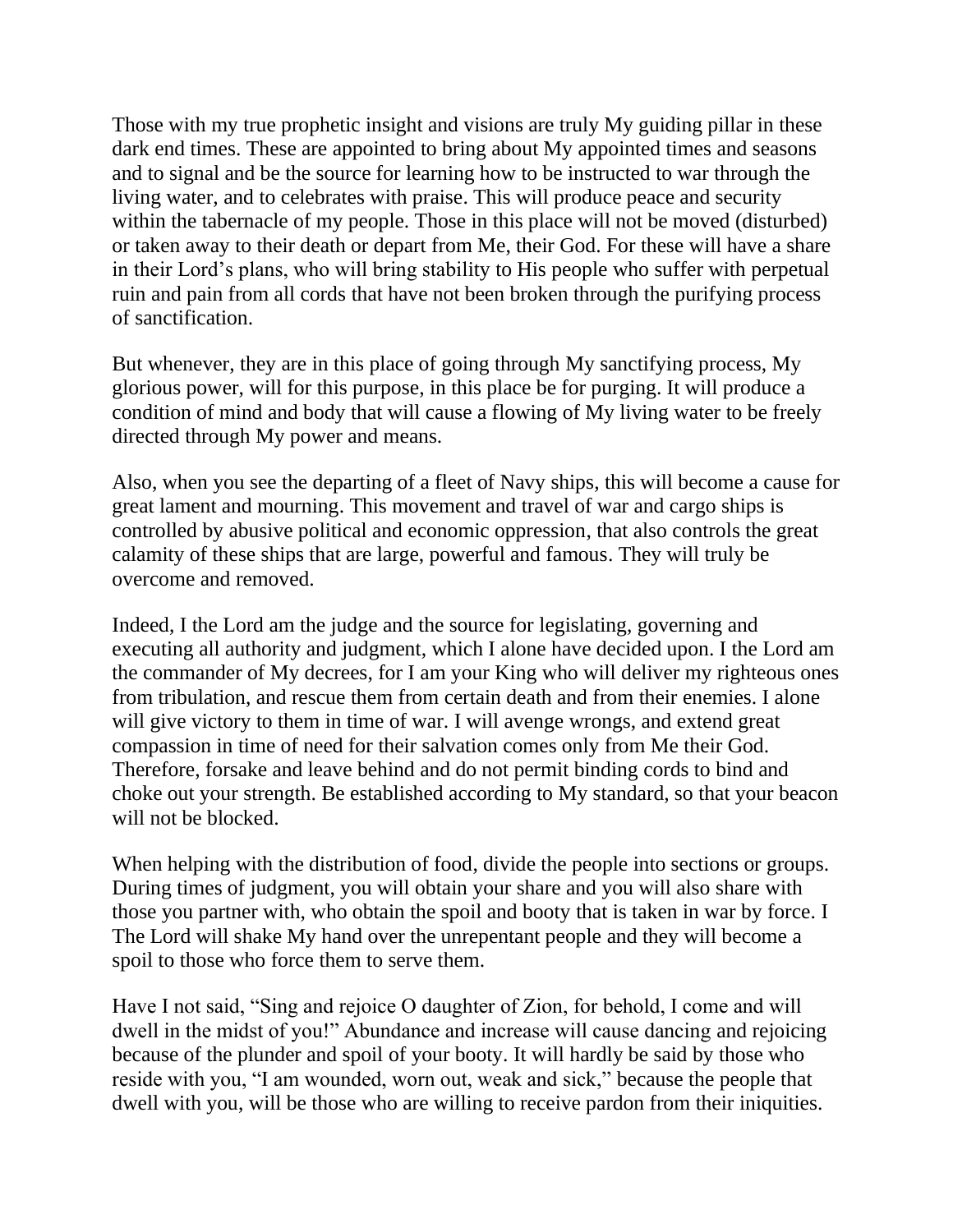Those with my true prophetic insight and visions are truly My guiding pillar in these dark end times. These are appointed to bring about My appointed times and seasons and to signal and be the source for learning how to be instructed to war through the living water, and to celebrates with praise. This will produce peace and security within the tabernacle of my people. Those in this place will not be moved (disturbed) or taken away to their death or depart from Me, their God. For these will have a share in their Lord's plans, who will bring stability to His people who suffer with perpetual ruin and pain from all cords that have not been broken through the purifying process of sanctification.

But whenever, they are in this place of going through My sanctifying process, My glorious power, will for this purpose, in this place be for purging. It will produce a condition of mind and body that will cause a flowing of My living water to be freely directed through My power and means.

Also, when you see the departing of a fleet of Navy ships, this will become a cause for great lament and mourning. This movement and travel of war and cargo ships is controlled by abusive political and economic oppression, that also controls the great calamity of these ships that are large, powerful and famous. They will truly be overcome and removed.

Indeed, I the Lord am the judge and the source for legislating, governing and executing all authority and judgment, which I alone have decided upon. I the Lord am the commander of My decrees, for I am your King who will deliver my righteous ones from tribulation, and rescue them from certain death and from their enemies. I alone will give victory to them in time of war. I will avenge wrongs, and extend great compassion in time of need for their salvation comes only from Me their God. Therefore, forsake and leave behind and do not permit binding cords to bind and choke out your strength. Be established according to My standard, so that your beacon will not be blocked.

When helping with the distribution of food, divide the people into sections or groups. During times of judgment, you will obtain your share and you will also share with those you partner with, who obtain the spoil and booty that is taken in war by force. I The Lord will shake My hand over the unrepentant people and they will become a spoil to those who force them to serve them.

Have I not said, "Sing and rejoice O daughter of Zion, for behold, I come and will dwell in the midst of you!" Abundance and increase will cause dancing and rejoicing because of the plunder and spoil of your booty. It will hardly be said by those who reside with you, "I am wounded, worn out, weak and sick," because the people that dwell with you, will be those who are willing to receive pardon from their iniquities.